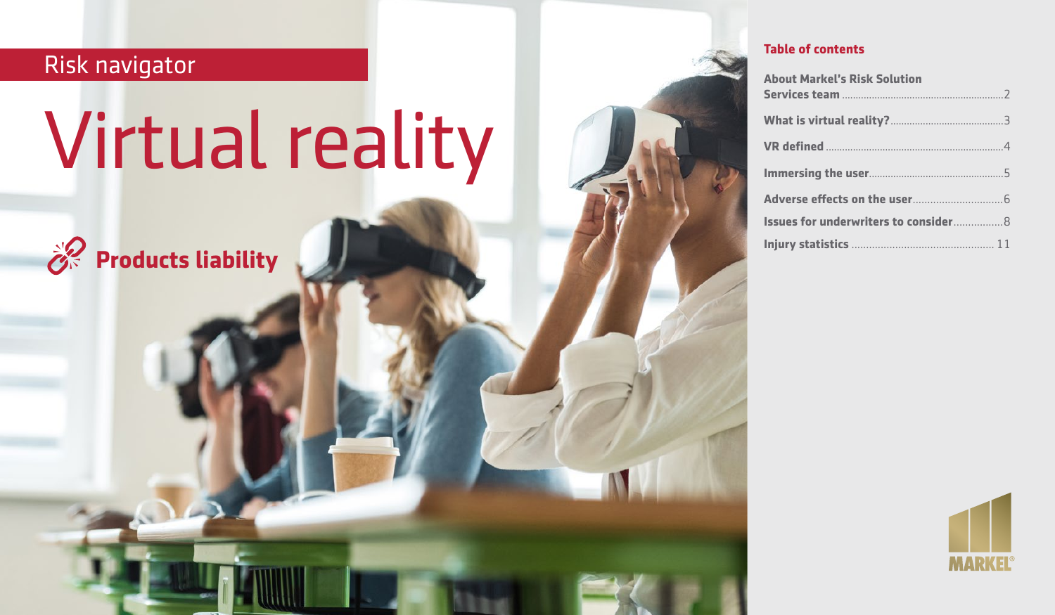Risk navigator

# Virtual reality

## Products liability

### Table of contents

About Markel's Risk Solution Services team .......... 2

What is virtual reality? .......... 3

VR defined .......... 4

Immersing the user .......... 5

Adverse effects on the user .......... 6

Issues for underwriters to consider .......... 8

Injury statistics .......... 11

MARKEL®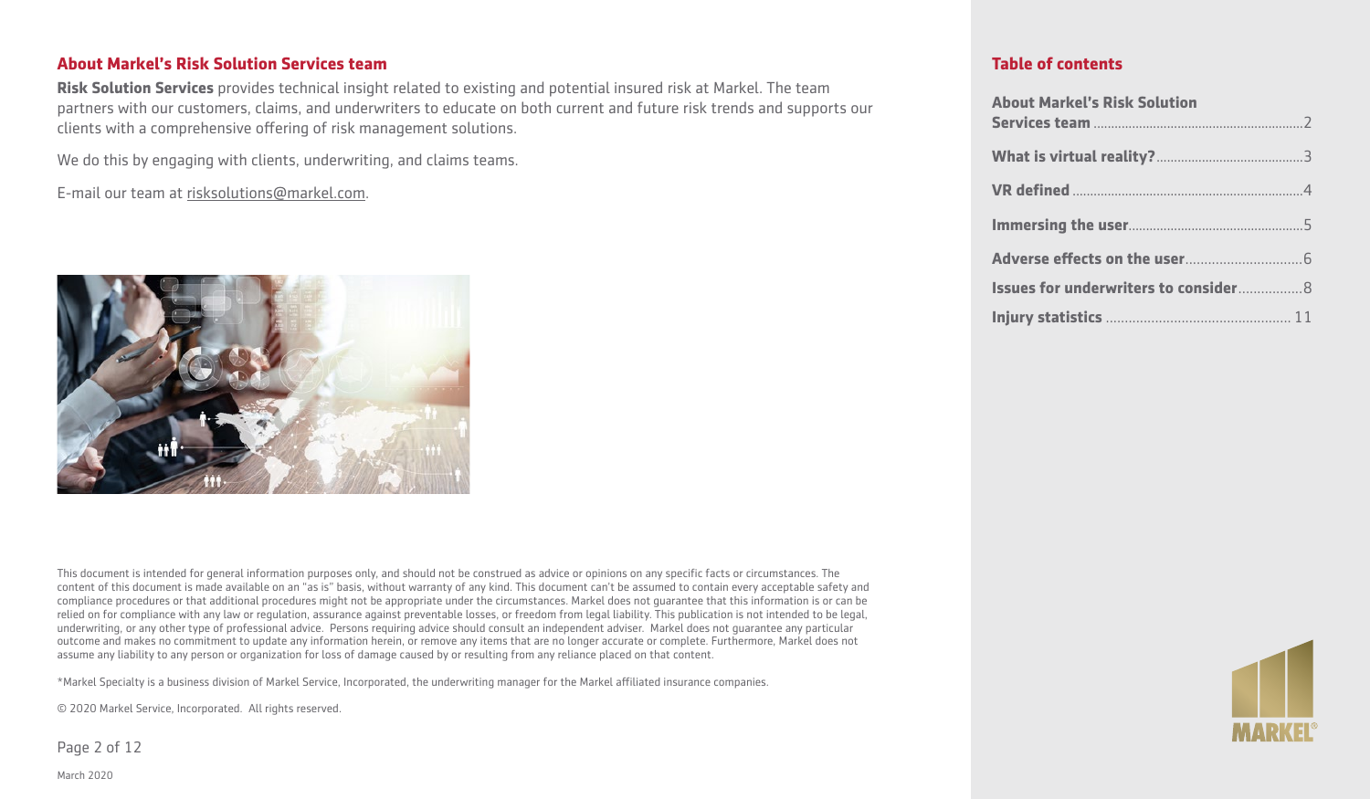## About Markel's Risk Solution Services team

**Risk Solution Services** provides technical insight related to existing and potential insured risk at Markel. The team partners with our customers, claims, and underwriters to educate on both current and future risk trends and supports our clients with a comprehensive offering of risk management solutions.

We do this by engaging with clients, underwriting, and claims teams.

E-mail our team at risksolutions@markel.com.

This document is intended for general information purposes only, and should not be construed as advice or opinions on any specific facts or circumstances. The content of this document is made available on an "as is" basis, without warranty of any kind. This document can't be assumed to contain every acceptable safety and compliance procedures or that additional procedures might not be appropriate under the circumstances. Markel does not guarantee that this information is or can be relied on for compliance with any law or regulation, assurance against preventable losses, or freedom from legal liability. This publication is not intended to be legal, underwriting, or any other type of professional advice. Persons requiring advice should consult an independent adviser. Markel does not guarantee any particular outcome and makes no commitment to update any information herein, or remove any items that are no longer accurate or complete. Furthermore, Markel does not assume any liability to any person or organization for loss of damage caused by or resulting from any reliance placed on that content.

*Markel Specialty is a business division of Markel Service, Incorporated, the underwriting manager for the Markel affiliated insurance companies.

© 2020 Markel Service, Incorporated. All rights reserved.

March 2020

## Table of contents

**About Markel's Risk Solution Services team** .......... 2

**What is virtual reality?** .......... 3

**VR defined** .......... 4

**Immersing the user** .......... 5

**Adverse effects on the user** .......... 6

**Issues for underwriters to consider** .......... 8

**Injury statistics** .......... 11

MARKEL®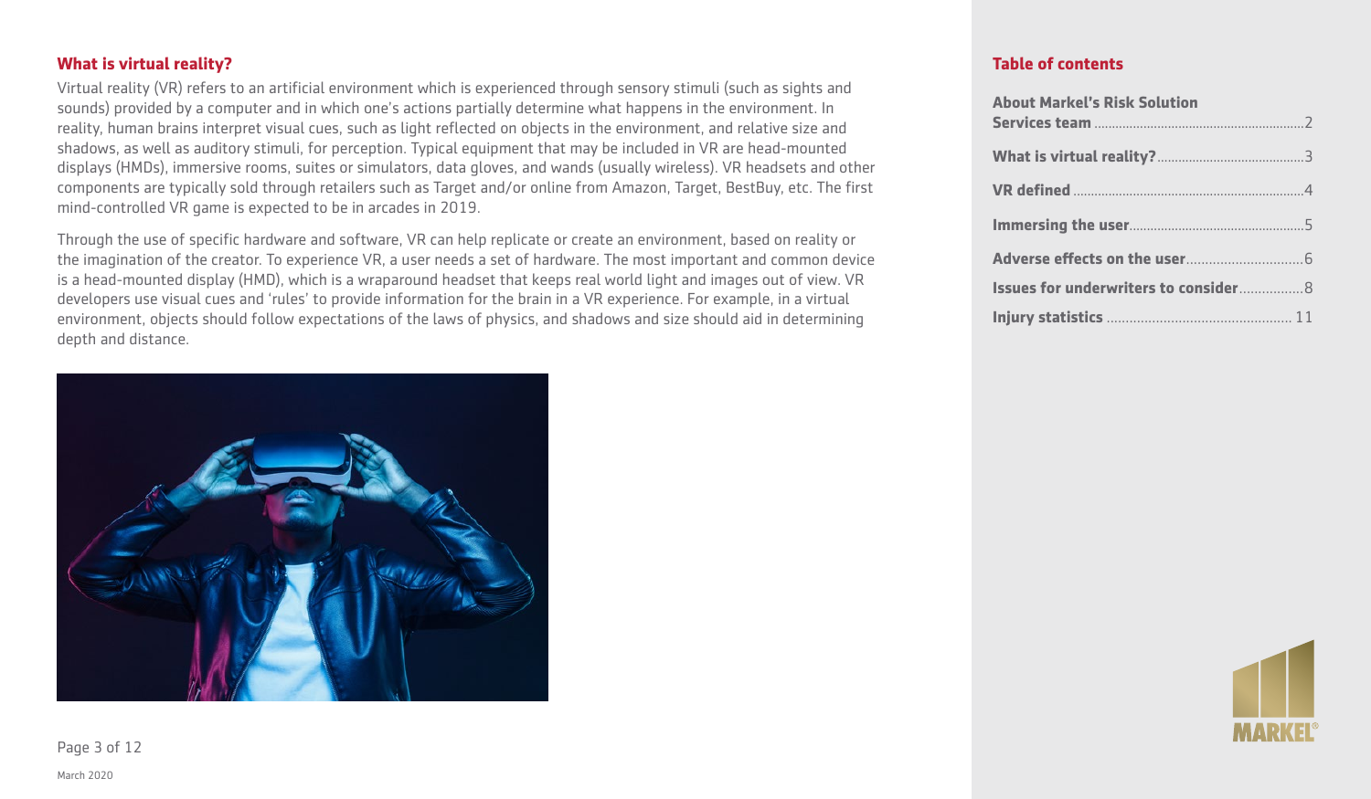## What is virtual reality?

Virtual reality (VR) refers to an artificial environment which is experienced through sensory stimuli (such as sights and sounds) provided by a computer and in which one's actions partially determine what happens in the environment. In reality, human brains interpret visual cues, such as light reflected on objects in the environment, and relative size and shadows, as well as auditory stimuli, for perception. Typical equipment that may be included in VR are head-mounted displays (HMDs), immersive rooms, suites or simulators, data gloves, and wands (usually wireless). VR headsets and other components are typically sold through retailers such as Target and/or online from Amazon, Target, BestBuy, etc. The first mind-controlled VR game is expected to be in arcades in 2019.

Through the use of specific hardware and software, VR can help replicate or create an environment, based on reality or the imagination of the creator. To experience VR, a user needs a set of hardware. The most important and common device is a head-mounted display (HMD), which is a wraparound headset that keeps real world light and images out of view. VR developers use visual cues and 'rules' to provide information for the brain in a VR experience. For example, in a virtual environment, objects should follow expectations of the laws of physics, and shadows and size should aid in determining depth and distance.

March 2020

## Table of contents

- **About Markel's Risk Solution Services team** ........ 2
- **What is virtual reality?** ........ 3
- **VR defined** ........ 4
- **Immersing the user** ........ 5
- **Adverse effects on the user** ........ 6
- **Issues for underwriters to consider** ........ 8
- **Injury statistics** ........ 11

MARKEL®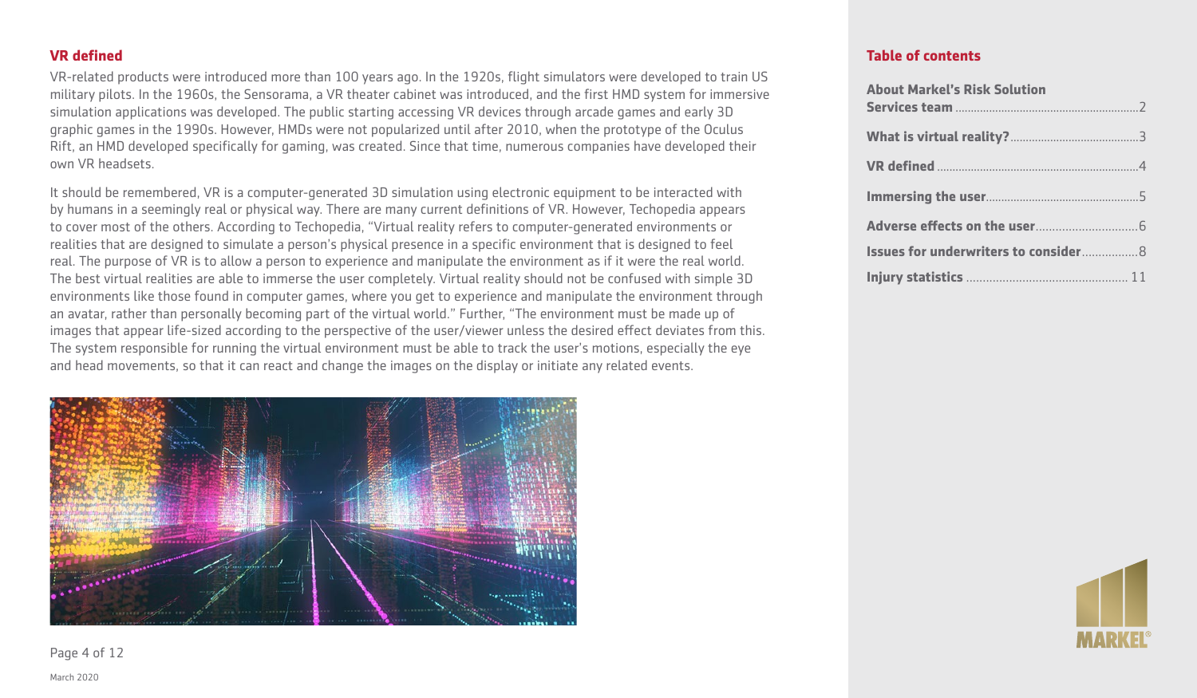## VR defined

VR-related products were introduced more than 100 years ago. In the 1920s, flight simulators were developed to train US military pilots. In the 1960s, the Sensorama, a VR theater cabinet was introduced, and the first HMD system for immersive simulation applications was developed. The public starting accessing VR devices through arcade games and early 3D graphic games in the 1990s. However, HMDs were not popularized until after 2010, when the prototype of the Oculus Rift, an HMD developed specifically for gaming, was created. Since that time, numerous companies have developed their own VR headsets.

It should be remembered, VR is a computer-generated 3D simulation using electronic equipment to be interacted with by humans in a seemingly real or physical way. There are many current definitions of VR. However, Techopedia appears to cover most of the others. According to Techopedia, "Virtual reality refers to computer-generated environments or realities that are designed to simulate a person's physical presence in a specific environment that is designed to feel real. The purpose of VR is to allow a person to experience and manipulate the environment as if it were the real world. The best virtual realities are able to immerse the user completely. Virtual reality should not be confused with simple 3D environments like those found in computer games, where you get to experience and manipulate the environment through an avatar, rather than personally becoming part of the virtual world." Further, "The environment must be made up of images that appear life-sized according to the perspective of the user/viewer unless the desired effect deviates from this. The system responsible for running the virtual environment must be able to track the user's motions, especially the eye and head movements, so that it can react and change the images on the display or initiate any related events.

March 2020

## Table of contents

**About Markel's Risk Solution Services team** .......... 2

**What is virtual reality?** .......... 3

**VR defined** .......... 4

**Immersing the user** .......... 5

**Adverse effects on the user** .......... 6

**Issues for underwriters to consider** .......... 8

**Injury statistics** .......... 11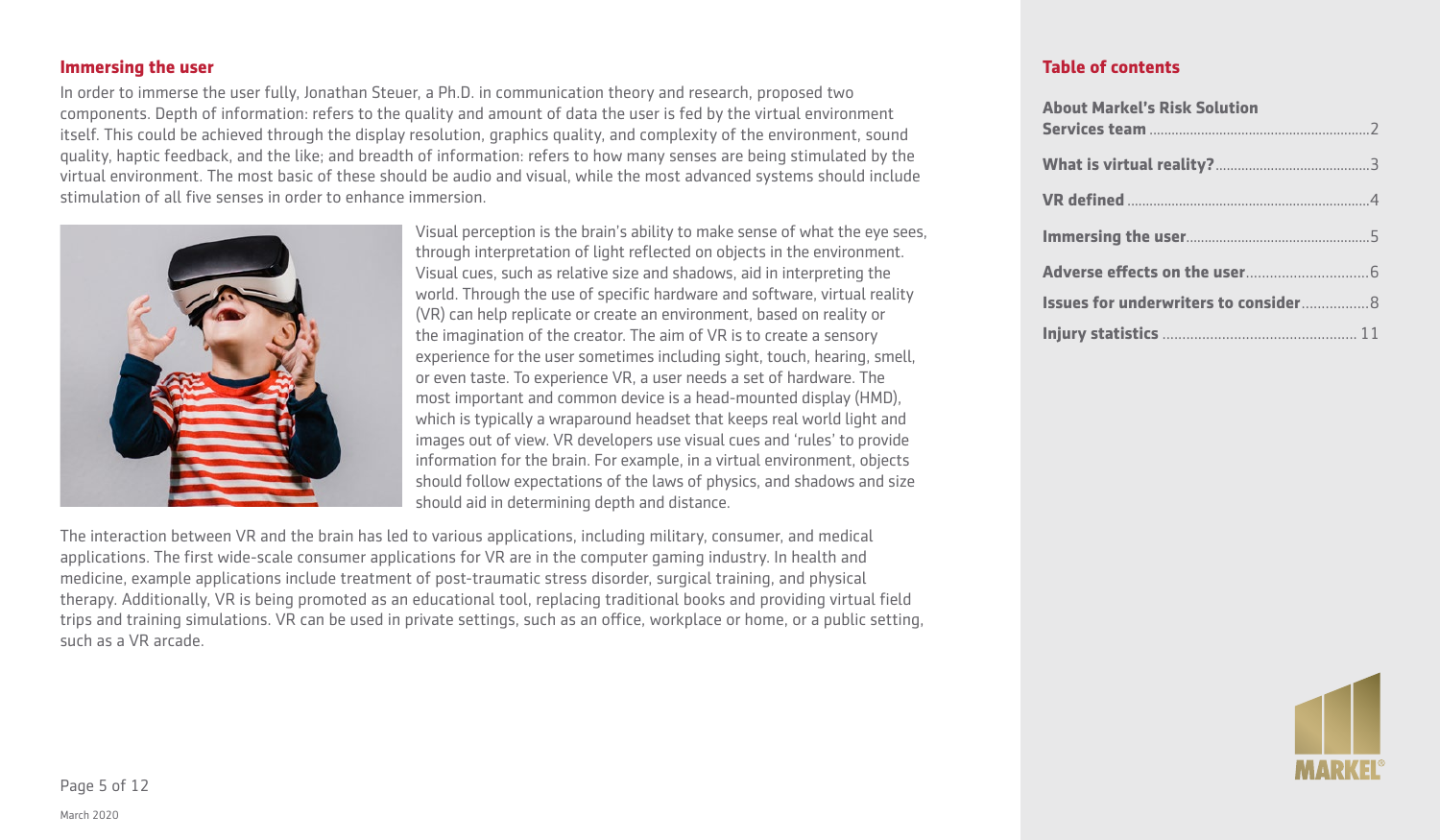## Immersing the user

In order to immerse the user fully, Jonathan Steuer, a Ph.D. in communication theory and research, proposed two components. Depth of information: refers to the quality and amount of data the user is fed by the virtual environment itself. This could be achieved through the display resolution, graphics quality, and complexity of the environment, sound quality, haptic feedback, and the like; and breadth of information: refers to how many senses are being stimulated by the virtual environment. The most basic of these should be audio and visual, while the most advanced systems should include stimulation of all five senses in order to enhance immersion.

Visual perception is the brain's ability to make sense of what the eye sees, through interpretation of light reflected on objects in the environment. Visual cues, such as relative size and shadows, aid in interpreting the world. Through the use of specific hardware and software, virtual reality (VR) can help replicate or create an environment, based on reality or the imagination of the creator. The aim of VR is to create a sensory experience for the user sometimes including sight, touch, hearing, smell, or even taste. To experience VR, a user needs a set of hardware. The most important and common device is a head-mounted display (HMD), which is typically a wraparound headset that keeps real world light and images out of view. VR developers use visual cues and 'rules' to provide information for the brain. For example, in a virtual environment, objects should follow expectations of the laws of physics, and shadows and size should aid in determining depth and distance.

The interaction between VR and the brain has led to various applications, including military, consumer, and medical applications. The first wide-scale consumer applications for VR are in the computer gaming industry. In health and medicine, example applications include treatment of post-traumatic stress disorder, surgical training, and physical therapy. Additionally, VR is being promoted as an educational tool, replacing traditional books and providing virtual field trips and training simulations. VR can be used in private settings, such as an office, workplace or home, or a public setting, such as a VR arcade.

## Table of contents

**About Markel's Risk Solution Services team** ... 2

**What is virtual reality?** ... 3

**VR defined** ... 4

**Immersing the user** ... 5

**Adverse effects on the user** ... 6

**Issues for underwriters to consider** ... 8

**Injury statistics** ... 11

March 2020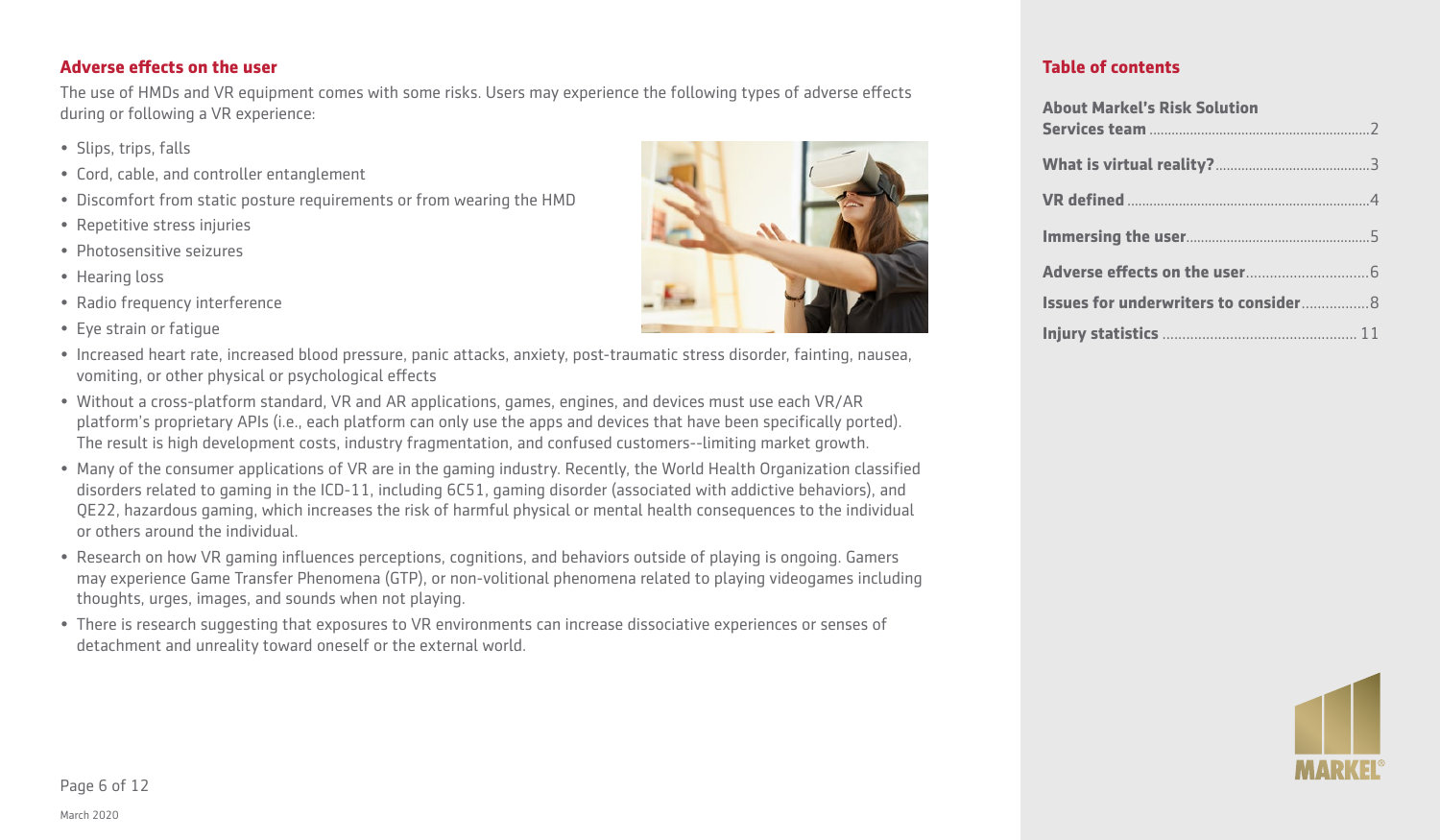## Adverse effects on the user

The use of HMDs and VR equipment comes with some risks. Users may experience the following types of adverse effects during or following a VR experience:

- Slips, trips, falls
- Cord, cable, and controller entanglement
- Discomfort from static posture requirements or from wearing the HMD
- Repetitive stress injuries
- Photosensitive seizures
- Hearing loss
- Radio frequency interference
- Eye strain or fatigue
- Increased heart rate, increased blood pressure, panic attacks, anxiety, post-traumatic stress disorder, fainting, nausea, vomiting, or other physical or psychological effects
- Without a cross-platform standard, VR and AR applications, games, engines, and devices must use each VR/AR platform's proprietary APIs (i.e., each platform can only use the apps and devices that have been specifically ported). The result is high development costs, industry fragmentation, and confused customers--limiting market growth.
- Many of the consumer applications of VR are in the gaming industry. Recently, the World Health Organization classified disorders related to gaming in the ICD-11, including 6C51, gaming disorder (associated with addictive behaviors), and QE22, hazardous gaming, which increases the risk of harmful physical or mental health consequences to the individual or others around the individual.
- Research on how VR gaming influences perceptions, cognitions, and behaviors outside of playing is ongoing. Gamers may experience Game Transfer Phenomena (GTP), or non-volitional phenomena related to playing videogames including thoughts, urges, images, and sounds when not playing.
- There is research suggesting that exposures to VR environments can increase dissociative experiences or senses of detachment and unreality toward oneself or the external world.

## Table of contents

- **About Markel's Risk Solution Services team** ... 2
- **What is virtual reality?** ... 3
- **VR defined** ... 4
- **Immersing the user** ... 5
- **Adverse effects on the user** ... 6
- **Issues for underwriters to consider** ... 8
- **Injury statistics** ... 11

March 2020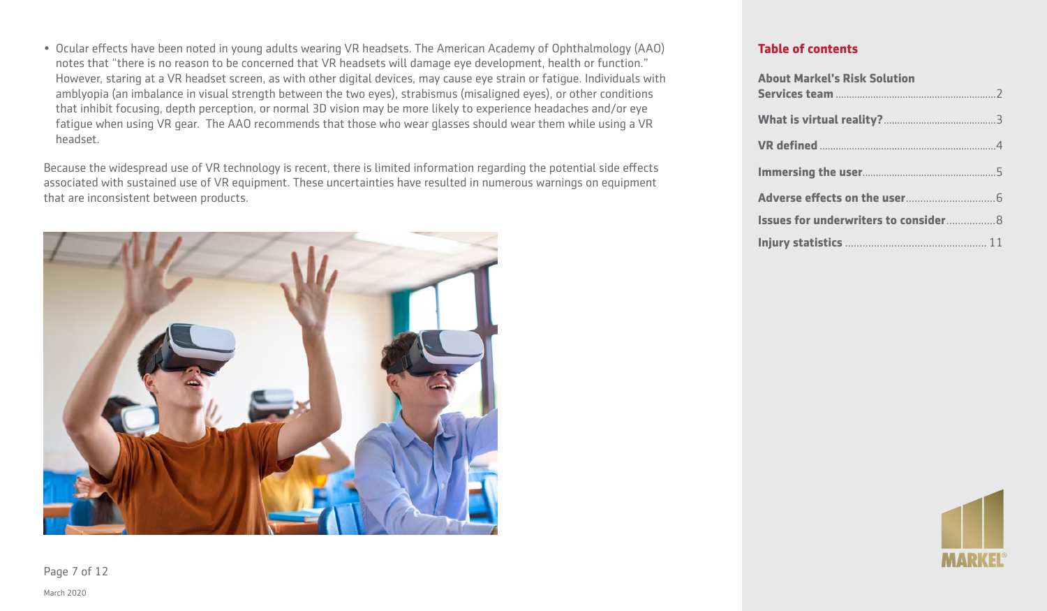- Ocular effects have been noted in young adults wearing VR headsets. The American Academy of Ophthalmology (AAO) notes that "there is no reason to be concerned that VR headsets will damage eye development, health or function." However, staring at a VR headset screen, as with other digital devices, may cause eye strain or fatigue. Individuals with amblyopia (an imbalance in visual strength between the two eyes), strabismus (misaligned eyes), or other conditions that inhibit focusing, depth perception, or normal 3D vision may be more likely to experience headaches and/or eye fatigue when using VR gear. The AAO recommends that those who wear glasses should wear them while using a VR headset.

Because the widespread use of VR technology is recent, there is limited information regarding the potential side effects associated with sustained use of VR equipment. These uncertainties have resulted in numerous warnings on equipment that are inconsistent between products.

**Table of contents**

| | |
|---|---|
| **About Markel's Risk Solution Services team** | 2 |
| **What is virtual reality?** | 3 |
| **VR defined** | 4 |
| **Immersing the user** | 5 |
| **Adverse effects on the user** | 6 |
| **Issues for underwriters to consider** | 8 |
| **Injury statistics** | 11 |

March 2020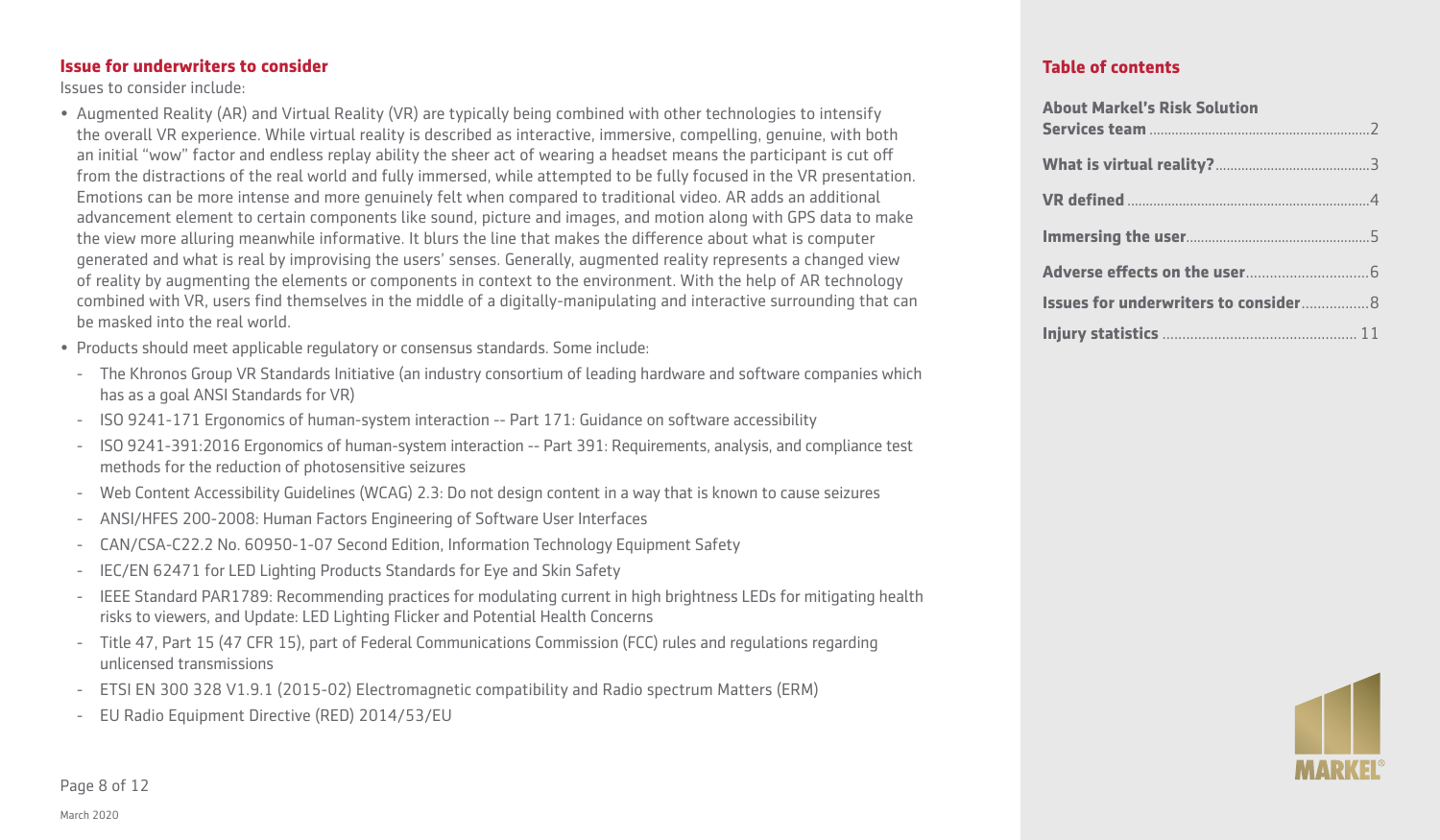## Issue for underwriters to consider

Issues to consider include:

- Augmented Reality (AR) and Virtual Reality (VR) are typically being combined with other technologies to intensify the overall VR experience. While virtual reality is described as interactive, immersive, compelling, genuine, with both an initial "wow" factor and endless replay ability the sheer act of wearing a headset means the participant is cut off from the distractions of the real world and fully immersed, while attempted to be fully focused in the VR presentation. Emotions can be more intense and more genuinely felt when compared to traditional video. AR adds an additional advancement element to certain components like sound, picture and images, and motion along with GPS data to make the view more alluring meanwhile informative. It blurs the line that makes the difference about what is computer generated and what is real by improvising the users' senses. Generally, augmented reality represents a changed view of reality by augmenting the elements or components in context to the environment. With the help of AR technology combined with VR, users find themselves in the middle of a digitally-manipulating and interactive surrounding that can be masked into the real world.
- Products should meet applicable regulatory or consensus standards. Some include:
  - The Khronos Group VR Standards Initiative (an industry consortium of leading hardware and software companies which has as a goal ANSI Standards for VR)
  - ISO 9241-171 Ergonomics of human-system interaction -- Part 171: Guidance on software accessibility
  - ISO 9241-391:2016 Ergonomics of human-system interaction -- Part 391: Requirements, analysis, and compliance test methods for the reduction of photosensitive seizures
  - Web Content Accessibility Guidelines (WCAG) 2.3: Do not design content in a way that is known to cause seizures
  - ANSI/HFES 200-2008: Human Factors Engineering of Software User Interfaces
  - CAN/CSA-C22.2 No. 60950-1-07 Second Edition, Information Technology Equipment Safety
  - IEC/EN 62471 for LED Lighting Products Standards for Eye and Skin Safety
  - IEEE Standard PAR1789: Recommending practices for modulating current in high brightness LEDs for mitigating health risks to viewers, and Update: LED Lighting Flicker and Potential Health Concerns
  - Title 47, Part 15 (47 CFR 15), part of Federal Communications Commission (FCC) rules and regulations regarding unlicensed transmissions
  - ETSI EN 300 328 V1.9.1 (2015-02) Electromagnetic compatibility and Radio spectrum Matters (ERM)
  - EU Radio Equipment Directive (RED) 2014/53/EU

March 2020

## Table of contents

- **About Markel's Risk Solution Services team** .......... 2
- **What is virtual reality?** .......... 3
- **VR defined** .......... 4
- **Immersing the user** .......... 5
- **Adverse effects on the user** .......... 6
- **Issues for underwriters to consider** .......... 8
- **Injury statistics** .......... 11

MARKEL®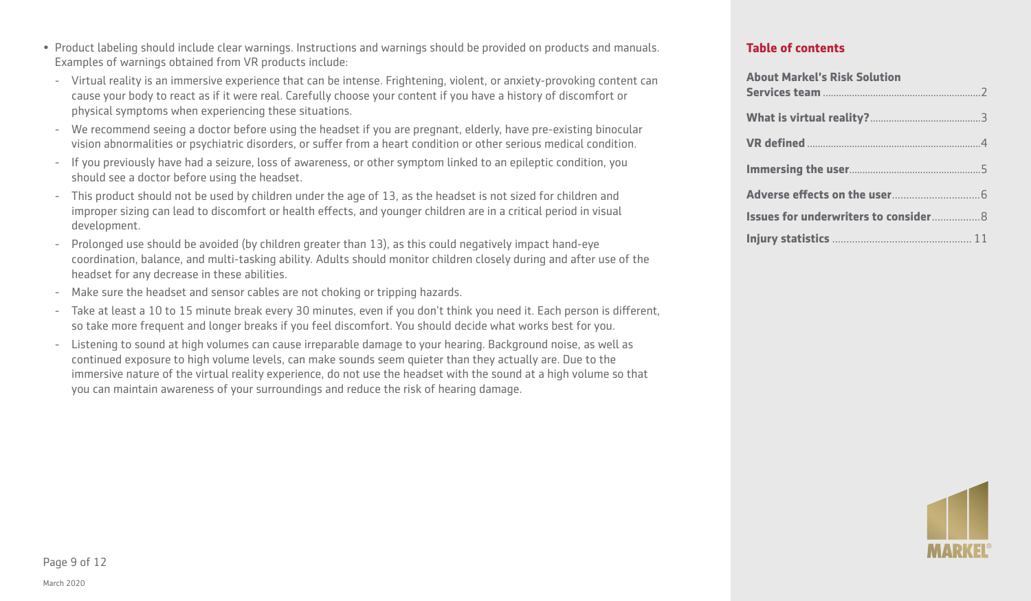- Product labeling should include clear warnings. Instructions and warnings should be provided on products and manuals. Examples of warnings obtained from VR products include:
  - Virtual reality is an immersive experience that can be intense. Frightening, violent, or anxiety-provoking content can cause your body to react as if it were real. Carefully choose your content if you have a history of discomfort or physical symptoms when experiencing these situations.
  - We recommend seeing a doctor before using the headset if you are pregnant, elderly, have pre-existing binocular vision abnormalities or psychiatric disorders, or suffer from a heart condition or other serious medical condition.
  - If you previously have had a seizure, loss of awareness, or other symptom linked to an epileptic condition, you should see a doctor before using the headset.
  - This product should not be used by children under the age of 13, as the headset is not sized for children and improper sizing can lead to discomfort or health effects, and younger children are in a critical period in visual development.
  - Prolonged use should be avoided (by children greater than 13), as this could negatively impact hand-eye coordination, balance, and multi-tasking ability. Adults should monitor children closely during and after use of the headset for any decrease in these abilities.
  - Make sure the headset and sensor cables are not choking or tripping hazards.
  - Take at least a 10 to 15 minute break every 30 minutes, even if you don't think you need it. Each person is different, so take more frequent and longer breaks if you feel discomfort. You should decide what works best for you.
  - Listening to sound at high volumes can cause irreparable damage to your hearing. Background noise, as well as continued exposure to high volume levels, can make sounds seem quieter than they actually are. Due to the immersive nature of the virtual reality experience, do not use the headset with the sound at a high volume so that you can maintain awareness of your surroundings and reduce the risk of hearing damage.

March 2020

**Table of contents**

**About Markel's Risk Solution Services team** .......... 2

**What is virtual reality?** .......... 3

**VR defined** .......... 4

**Immersing the user** .......... 5

**Adverse effects on the user** .......... 6

**Issues for underwriters to consider** .......... 8

**Injury statistics** .......... 11

MARKEL®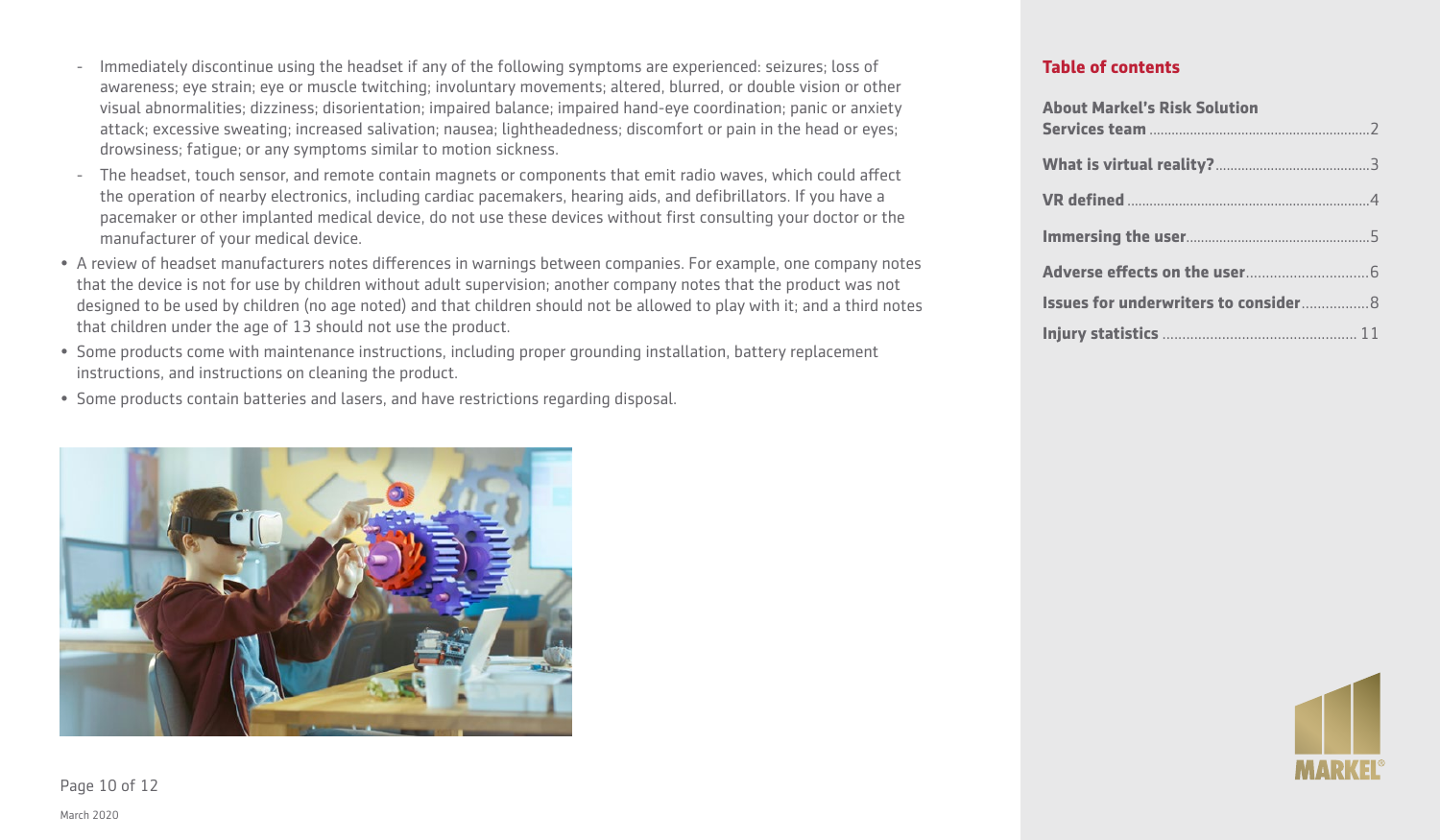- Immediately discontinue using the headset if any of the following symptoms are experienced: seizures; loss of awareness; eye strain; eye or muscle twitching; involuntary movements; altered, blurred, or double vision or other visual abnormalities; dizziness; disorientation; impaired balance; impaired hand-eye coordination; panic or anxiety attack; excessive sweating; increased salivation; nausea; lightheadedness; discomfort or pain in the head or eyes; drowsiness; fatigue; or any symptoms similar to motion sickness.
  - The headset, touch sensor, and remote contain magnets or components that emit radio waves, which could affect the operation of nearby electronics, including cardiac pacemakers, hearing aids, and defibrillators. If you have a pacemaker or other implanted medical device, do not use these devices without first consulting your doctor or the manufacturer of your medical device.
- A review of headset manufacturers notes differences in warnings between companies. For example, one company notes that the device is not for use by children without adult supervision; another company notes that the product was not designed to be used by children (no age noted) and that children should not be allowed to play with it; and a third notes that children under the age of 13 should not use the product.
- Some products come with maintenance instructions, including proper grounding installation, battery replacement instructions, and instructions on cleaning the product.
- Some products contain batteries and lasers, and have restrictions regarding disposal.

March 2020

**Table of contents**

**About Markel's Risk Solution Services team** .......... 2

**What is virtual reality?** .......... 3

**VR defined** .......... 4

**Immersing the user** .......... 5

**Adverse effects on the user** .......... 6

**Issues for underwriters to consider** .......... 8

**Injury statistics** .......... 11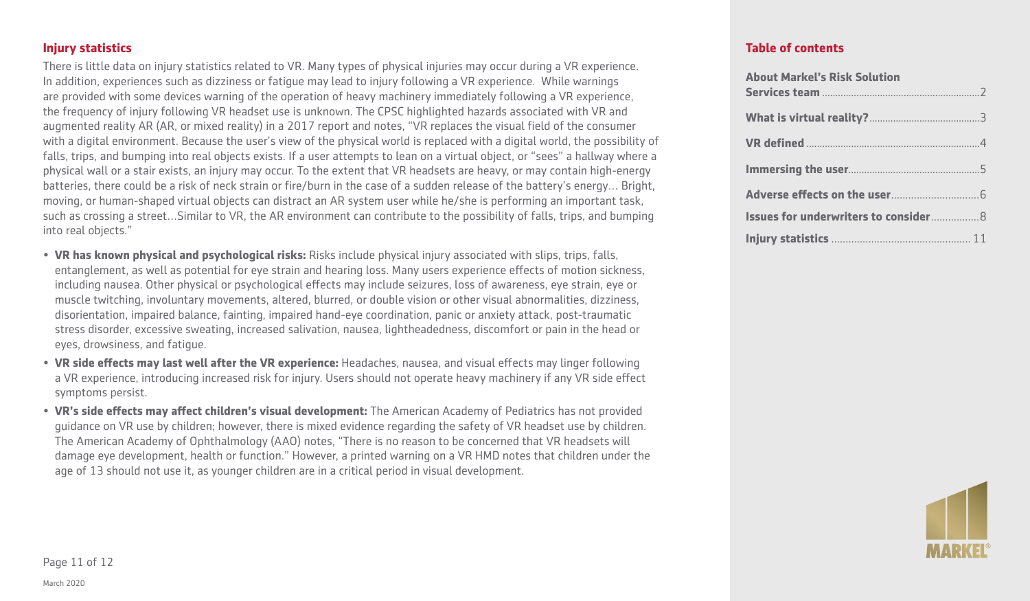## Injury statistics

There is little data on injury statistics related to VR. Many types of physical injuries may occur during a VR experience. In addition, experiences such as dizziness or fatigue may lead to injury following a VR experience. While warnings are provided with some devices warning of the operation of heavy machinery immediately following a VR experience, the frequency of injury following VR headset use is unknown. The CPSC highlighted hazards associated with VR and augmented reality AR (AR, or mixed reality) in a 2017 report and notes, "VR replaces the visual field of the consumer with a digital environment. Because the user's view of the physical world is replaced with a digital world, the possibility of falls, trips, and bumping into real objects exists. If a user attempts to lean on a virtual object, or "sees" a hallway where a physical wall or a stair exists, an injury may occur. To the extent that VR headsets are heavy, or may contain high-energy batteries, there could be a risk of neck strain or fire/burn in the case of a sudden release of the battery's energy… Bright, moving, or human-shaped virtual objects can distract an AR system user while he/she is performing an important task, such as crossing a street…Similar to VR, the AR environment can contribute to the possibility of falls, trips, and bumping into real objects."

- **VR has known physical and psychological risks:** Risks include physical injury associated with slips, trips, falls, entanglement, as well as potential for eye strain and hearing loss. Many users experience effects of motion sickness, including nausea. Other physical or psychological effects may include seizures, loss of awareness, eye strain, eye or muscle twitching, involuntary movements, altered, blurred, or double vision or other visual abnormalities, dizziness, disorientation, impaired balance, fainting, impaired hand-eye coordination, panic or anxiety attack, post-traumatic stress disorder, excessive sweating, increased salivation, nausea, lightheadedness, discomfort or pain in the head or eyes, drowsiness, and fatigue.
- **VR side effects may last well after the VR experience:** Headaches, nausea, and visual effects may linger following a VR experience, introducing increased risk for injury. Users should not operate heavy machinery if any VR side effect symptoms persist.
- **VR's side effects may affect children's visual development:** The American Academy of Pediatrics has not provided guidance on VR use by children; however, there is mixed evidence regarding the safety of VR headset use by children. The American Academy of Ophthalmology (AAO) notes, "There is no reason to be concerned that VR headsets will damage eye development, health or function." However, a printed warning on a VR HMD notes that children under the age of 13 should not use it, as younger children are in a critical period in visual development.

## Table of contents

| | |
|---|---|
| **About Markel's Risk Solution Services team** | 2 |
| **What is virtual reality?** | 3 |
| **VR defined** | 4 |
| **Immersing the user** | 5 |
| **Adverse effects on the user** | 6 |
| **Issues for underwriters to consider** | 8 |
| **Injury statistics** | 11 |

March 2020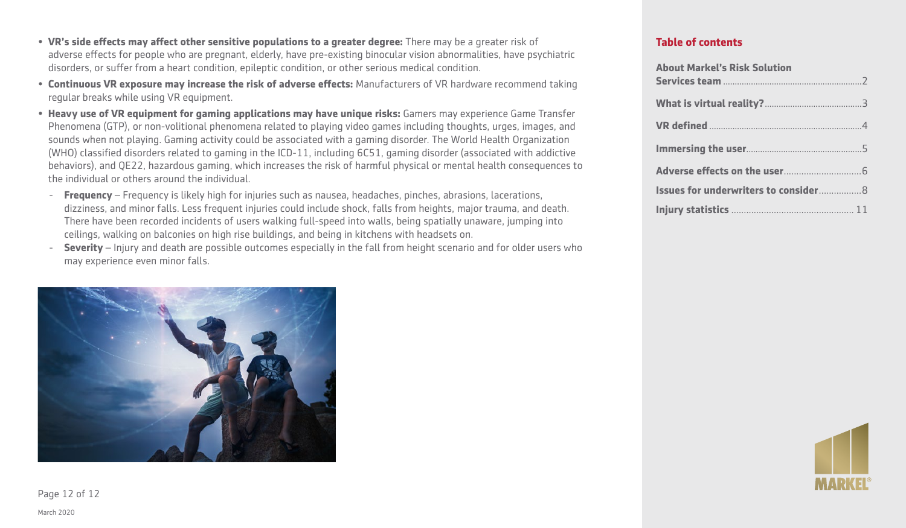- **VR's side effects may affect other sensitive populations to a greater degree:** There may be a greater risk of adverse effects for people who are pregnant, elderly, have pre-existing binocular vision abnormalities, have psychiatric disorders, or suffer from a heart condition, epileptic condition, or other serious medical condition.
- **Continuous VR exposure may increase the risk of adverse effects:** Manufacturers of VR hardware recommend taking regular breaks while using VR equipment.
- **Heavy use of VR equipment for gaming applications may have unique risks:** Gamers may experience Game Transfer Phenomena (GTP), or non-volitional phenomena related to playing video games including thoughts, urges, images, and sounds when not playing. Gaming activity could be associated with a gaming disorder. The World Health Organization (WHO) classified disorders related to gaming in the ICD-11, including 6C51, gaming disorder (associated with addictive behaviors), and QE22, hazardous gaming, which increases the risk of harmful physical or mental health consequences to the individual or others around the individual.
  - **Frequency** – Frequency is likely high for injuries such as nausea, headaches, pinches, abrasions, lacerations, dizziness, and minor falls. Less frequent injuries could include shock, falls from heights, major trauma, and death. There have been recorded incidents of users walking full-speed into walls, being spatially unaware, jumping into ceilings, walking on balconies on high rise buildings, and being in kitchens with headsets on.
  - **Severity** – Injury and death are possible outcomes especially in the fall from height scenario and for older users who may experience even minor falls.

March 2020

## Table of contents

| | |
|---|---|
| **About Markel's Risk Solution Services team** | 2 |
| **What is virtual reality?** | 3 |
| **VR defined** | 4 |
| **Immersing the user** | 5 |
| **Adverse effects on the user** | 6 |
| **Issues for underwriters to consider** | 8 |
| **Injury statistics** | 11 |